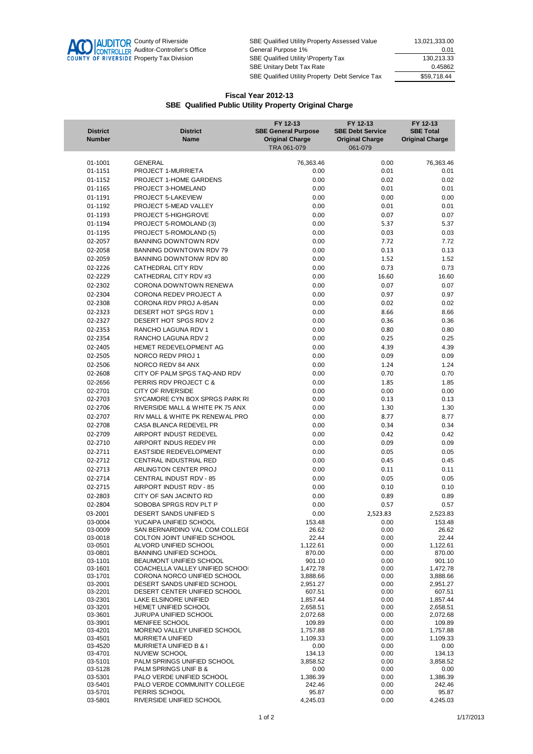AUDITOR CONTROLLER COUNTY OF RIVERSIDE
County of Riverside
Auditor-Controller's Office
Property Tax Division

| | |
|---|---|
| SBE Qualified Utility Property Assessed Value | 13,021,333.00 |
| General Purpose 1% | 0.01 |
| SBE Qualified Utility \Property Tax | 130,213.33 |
| SBE Unitary Debt Tax Rate | 0.45862 |
| SBE Qualified Utility Property Debt Service Tax | $59,718.44 |

## Fiscal Year 2012-13
## SBE Qualified Public Utility Property Original Charge

| District Number | District Name | FY 12-13 SBE General Purpose Original Charge TRA 061-079 | FY 12-13 SBE Debt Service Original Charge 061-079 | FY 12-13 SBE Total Original Charge |
|---|---|---|---|---|
| 01-1001 | GENERAL | 76,363.46 | 0.00 | 76,363.46 |
| 01-1151 | PROJECT 1-MURRIETA | 0.00 | 0.01 | 0.01 |
| 01-1152 | PROJECT 1-HOME GARDENS | 0.00 | 0.02 | 0.02 |
| 01-1165 | PROJECT 3-HOMELAND | 0.00 | 0.01 | 0.01 |
| 01-1191 | PROJECT 5-LAKEVIEW | 0.00 | 0.00 | 0.00 |
| 01-1192 | PROJECT 5-MEAD VALLEY | 0.00 | 0.01 | 0.01 |
| 01-1193 | PROJECT 5-HIGHGROVE | 0.00 | 0.07 | 0.07 |
| 01-1194 | PROJECT 5-ROMOLAND (3) | 0.00 | 5.37 | 5.37 |
| 01-1195 | PROJECT 5-ROMOLAND (5) | 0.00 | 0.03 | 0.03 |
| 02-2057 | BANNING DOWNTOWN RDV | 0.00 | 7.72 | 7.72 |
| 02-2058 | BANNING DOWNTOWN RDV 79 | 0.00 | 0.13 | 0.13 |
| 02-2059 | BANNING DOWNTONW RDV 80 | 0.00 | 1.52 | 1.52 |
| 02-2226 | CATHEDRAL CITY RDV | 0.00 | 0.73 | 0.73 |
| 02-2229 | CATHEDRAL CITY RDV #3 | 0.00 | 16.60 | 16.60 |
| 02-2302 | CORONA DOWNTOWN RENEWA | 0.00 | 0.07 | 0.07 |
| 02-2304 | CORONA REDEV PROJECT A | 0.00 | 0.97 | 0.97 |
| 02-2308 | CORONA RDV PROJ A-85AN | 0.00 | 0.02 | 0.02 |
| 02-2323 | DESERT HOT SPGS RDV 1 | 0.00 | 8.66 | 8.66 |
| 02-2327 | DESERT HOT SPGS RDV 2 | 0.00 | 0.36 | 0.36 |
| 02-2353 | RANCHO LAGUNA RDV 1 | 0.00 | 0.80 | 0.80 |
| 02-2354 | RANCHO LAGUNA RDV 2 | 0.00 | 0.25 | 0.25 |
| 02-2405 | HEMET REDEVELOPMENT AG | 0.00 | 4.39 | 4.39 |
| 02-2505 | NORCO REDV PROJ 1 | 0.00 | 0.09 | 0.09 |
| 02-2506 | NORCO REDV 84 ANX | 0.00 | 1.24 | 1.24 |
| 02-2608 | CITY OF PALM SPGS TAQ-AND RDV | 0.00 | 0.70 | 0.70 |
| 02-2656 | PERRIS RDV PROJECT C & | 0.00 | 1.85 | 1.85 |
| 02-2701 | CITY OF RIVERSIDE | 0.00 | 0.00 | 0.00 |
| 02-2703 | SYCAMORE CYN BOX SPRGS PARK RI | 0.00 | 0.13 | 0.13 |
| 02-2706 | RIVERSIDE MALL & WHITE PK 75 ANX | 0.00 | 1.30 | 1.30 |
| 02-2707 | RIV MALL & WHITE PK RENEWAL PRO | 0.00 | 8.77 | 8.77 |
| 02-2708 | CASA BLANCA REDEVEL PR | 0.00 | 0.34 | 0.34 |
| 02-2709 | AIRPORT INDUST REDEVEL | 0.00 | 0.42 | 0.42 |
| 02-2710 | AIRPORT INDUS REDEV PR | 0.00 | 0.09 | 0.09 |
| 02-2711 | EASTSIDE REDEVELOPMENT | 0.00 | 0.05 | 0.05 |
| 02-2712 | CENTRAL INDUSTRIAL RED | 0.00 | 0.45 | 0.45 |
| 02-2713 | ARLINGTON CENTER PROJ | 0.00 | 0.11 | 0.11 |
| 02-2714 | CENTRAL INDUST RDV - 85 | 0.00 | 0.05 | 0.05 |
| 02-2715 | AIRPORT INDUST RDV - 85 | 0.00 | 0.10 | 0.10 |
| 02-2803 | CITY OF SAN JACINTO RD | 0.00 | 0.89 | 0.89 |
| 02-2804 | SOBOBA SPRGS RDV PLT P | 0.00 | 0.57 | 0.57 |
| 03-2001 | DESERT SANDS UNIFIED S | 0.00 | 2,523.83 | 2,523.83 |
| 03-0004 | YUCAIPA UNIFIED SCHOOL | 153.48 | 0.00 | 153.48 |
| 03-0009 | SAN BERNARDINO VAL COM COLLEGE | 26.62 | 0.00 | 26.62 |
| 03-0018 | COLTON JOINT UNIFIED SCHOOL | 22.44 | 0.00 | 22.44 |
| 03-0501 | ALVORD UNIFIED SCHOOL | 1,122.61 | 0.00 | 1,122.61 |
| 03-0801 | BANNING UNIFIED SCHOOL | 870.00 | 0.00 | 870.00 |
| 03-1101 | BEAUMONT UNIFIED SCHOOL | 901.10 | 0.00 | 901.10 |
| 03-1601 | COACHELLA VALLEY UNIFIED SCHOOL | 1,472.78 | 0.00 | 1,472.78 |
| 03-1701 | CORONA NORCO UNIFIED SCHOOL | 3,888.66 | 0.00 | 3,888.66 |
| 03-2001 | DESERT SANDS UNIFIED SCHOOL | 2,951.27 | 0.00 | 2,951.27 |
| 03-2201 | DESERT CENTER UNIFIED SCHOOL | 607.51 | 0.00 | 607.51 |
| 03-2301 | LAKE ELSINORE UNIFIED | 1,857.44 | 0.00 | 1,857.44 |
| 03-3201 | HEMET UNIFIED SCHOOL | 2,658.51 | 0.00 | 2,658.51 |
| 03-3601 | JURUPA UNIFIED SCHOOL | 2,072.68 | 0.00 | 2,072.68 |
| 03-3901 | MENIFEE SCHOOL | 109.89 | 0.00 | 109.89 |
| 03-4201 | MORENO VALLEY UNIFIED SCHOOL | 1,757.88 | 0.00 | 1,757.88 |
| 03-4501 | MURRIETA UNIFIED | 1,109.33 | 0.00 | 1,109.33 |
| 03-4520 | MURRIETA UNIFIED B & I | 0.00 | 0.00 | 0.00 |
| 03-4701 | NUVIEW SCHOOL | 134.13 | 0.00 | 134.13 |
| 03-5101 | PALM SPRINGS UNIFIED SCHOOL | 3,858.52 | 0.00 | 3,858.52 |
| 03-5128 | PALM SPRINGS UNIF B & | 0.00 | 0.00 | 0.00 |
| 03-5301 | PALO VERDE UNIFIED SCHOOL | 1,386.39 | 0.00 | 1,386.39 |
| 03-5401 | PALO VERDE COMMUNITY COLLEGE | 242.46 | 0.00 | 242.46 |
| 03-5701 | PERRIS SCHOOL | 95.87 | 0.00 | 95.87 |
| 03-5801 | RIVERSIDE UNIFIED SCHOOL | 4,245.03 | 0.00 | 4,245.03 |

1/17/2013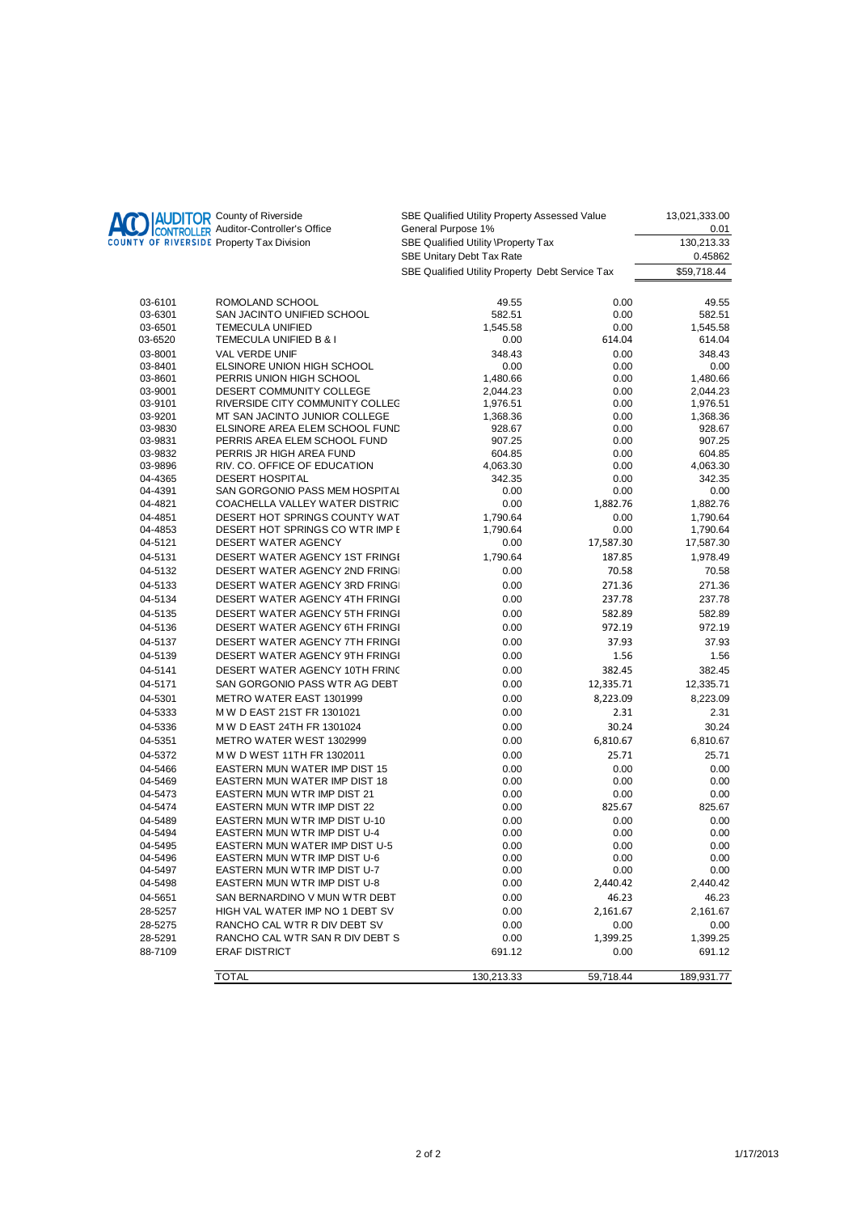AUDITOR CONTROLLER COUNTY OF RIVERSIDE

County of Riverside
Auditor-Controller's Office
Property Tax Division

| | |
|---|---|
| SBE Qualified Utility Property Assessed Value | 13,021,333.00 |
| General Purpose 1% | 0.01 |
| SBE Qualified Utility \Property Tax | 130,213.33 |
| SBE Unitary Debt Tax Rate | 0.45862 |
| SBE Qualified Utility Property Debt Service Tax | $59,718.44 |

| | | | | |
|---|---|---|---|---|
| 03-6101 | ROMOLAND SCHOOL | 49.55 | 0.00 | 49.55 |
| 03-6301 | SAN JACINTO UNIFIED SCHOOL | 582.51 | 0.00 | 582.51 |
| 03-6501 | TEMECULA UNIFIED | 1,545.58 | 0.00 | 1,545.58 |
| 03-6520 | TEMECULA UNIFIED B & I | 0.00 | 614.04 | 614.04 |
| 03-8001 | VAL VERDE UNIF | 348.43 | 0.00 | 348.43 |
| 03-8401 | ELSINORE UNION HIGH SCHOOL | 0.00 | 0.00 | 0.00 |
| 03-8601 | PERRIS UNION HIGH SCHOOL | 1,480.66 | 0.00 | 1,480.66 |
| 03-9001 | DESERT COMMUNITY COLLEGE | 2,044.23 | 0.00 | 2,044.23 |
| 03-9101 | RIVERSIDE CITY COMMUNITY COLLEG | 1,976.51 | 0.00 | 1,976.51 |
| 03-9201 | MT SAN JACINTO JUNIOR COLLEGE | 1,368.36 | 0.00 | 1,368.36 |
| 03-9830 | ELSINORE AREA ELEM SCHOOL FUND | 928.67 | 0.00 | 928.67 |
| 03-9831 | PERRIS AREA ELEM SCHOOL FUND | 907.25 | 0.00 | 907.25 |
| 03-9832 | PERRIS JR HIGH AREA FUND | 604.85 | 0.00 | 604.85 |
| 03-9896 | RIV. CO. OFFICE OF EDUCATION | 4,063.30 | 0.00 | 4,063.30 |
| 04-4365 | DESERT HOSPITAL | 342.35 | 0.00 | 342.35 |
| 04-4391 | SAN GORGONIO PASS MEM HOSPITAL | 0.00 | 0.00 | 0.00 |
| 04-4821 | COACHELLA VALLEY WATER DISTRIC | 0.00 | 1,882.76 | 1,882.76 |
| 04-4851 | DESERT HOT SPRINGS COUNTY WAT | 1,790.64 | 0.00 | 1,790.64 |
| 04-4853 | DESERT HOT SPRINGS CO WTR IMP E | 1,790.64 | 0.00 | 1,790.64 |
| 04-5121 | DESERT WATER AGENCY | 0.00 | 17,587.30 | 17,587.30 |
| 04-5131 | DESERT WATER AGENCY 1ST FRINGI | 1,790.64 | 187.85 | 1,978.49 |
| 04-5132 | DESERT WATER AGENCY 2ND FRINGI | 0.00 | 70.58 | 70.58 |
| 04-5133 | DESERT WATER AGENCY 3RD FRINGI | 0.00 | 271.36 | 271.36 |
| 04-5134 | DESERT WATER AGENCY 4TH FRINGI | 0.00 | 237.78 | 237.78 |
| 04-5135 | DESERT WATER AGENCY 5TH FRINGI | 0.00 | 582.89 | 582.89 |
| 04-5136 | DESERT WATER AGENCY 6TH FRINGI | 0.00 | 972.19 | 972.19 |
| 04-5137 | DESERT WATER AGENCY 7TH FRINGI | 0.00 | 37.93 | 37.93 |
| 04-5139 | DESERT WATER AGENCY 9TH FRINGI | 0.00 | 1.56 | 1.56 |
| 04-5141 | DESERT WATER AGENCY 10TH FRINC | 0.00 | 382.45 | 382.45 |
| 04-5171 | SAN GORGONIO PASS WTR AG DEBT | 0.00 | 12,335.71 | 12,335.71 |
| 04-5301 | METRO WATER EAST 1301999 | 0.00 | 8,223.09 | 8,223.09 |
| 04-5333 | M W D EAST 21ST FR 1301021 | 0.00 | 2.31 | 2.31 |
| 04-5336 | M W D EAST 24TH FR 1301024 | 0.00 | 30.24 | 30.24 |
| 04-5351 | METRO WATER WEST 1302999 | 0.00 | 6,810.67 | 6,810.67 |
| 04-5372 | M W D WEST 11TH FR 1302011 | 0.00 | 25.71 | 25.71 |
| 04-5466 | EASTERN MUN WATER IMP DIST 15 | 0.00 | 0.00 | 0.00 |
| 04-5469 | EASTERN MUN WATER IMP DIST 18 | 0.00 | 0.00 | 0.00 |
| 04-5473 | EASTERN MUN WTR IMP DIST 21 | 0.00 | 0.00 | 0.00 |
| 04-5474 | EASTERN MUN WTR IMP DIST 22 | 0.00 | 825.67 | 825.67 |
| 04-5489 | EASTERN MUN WTR IMP DIST U-10 | 0.00 | 0.00 | 0.00 |
| 04-5494 | EASTERN MUN WTR IMP DIST U-4 | 0.00 | 0.00 | 0.00 |
| 04-5495 | EASTERN MUN WATER IMP DIST U-5 | 0.00 | 0.00 | 0.00 |
| 04-5496 | EASTERN MUN WTR IMP DIST U-6 | 0.00 | 0.00 | 0.00 |
| 04-5497 | EASTERN MUN WTR IMP DIST U-7 | 0.00 | 0.00 | 0.00 |
| 04-5498 | EASTERN MUN WTR IMP DIST U-8 | 0.00 | 2,440.42 | 2,440.42 |
| 04-5651 | SAN BERNARDINO V MUN WTR DEBT | 0.00 | 46.23 | 46.23 |
| 28-5257 | HIGH VAL WATER IMP NO 1 DEBT SV | 0.00 | 2,161.67 | 2,161.67 |
| 28-5275 | RANCHO CAL WTR R DIV DEBT SV | 0.00 | 0.00 | 0.00 |
| 28-5291 | RANCHO CAL WTR SAN R DIV DEBT S | 0.00 | 1,399.25 | 1,399.25 |
| 88-7109 | ERAF DISTRICT | 691.12 | 0.00 | 691.12 |
| | TOTAL | 130,213.33 | 59,718.44 | 189,931.77 |

1/17/2013